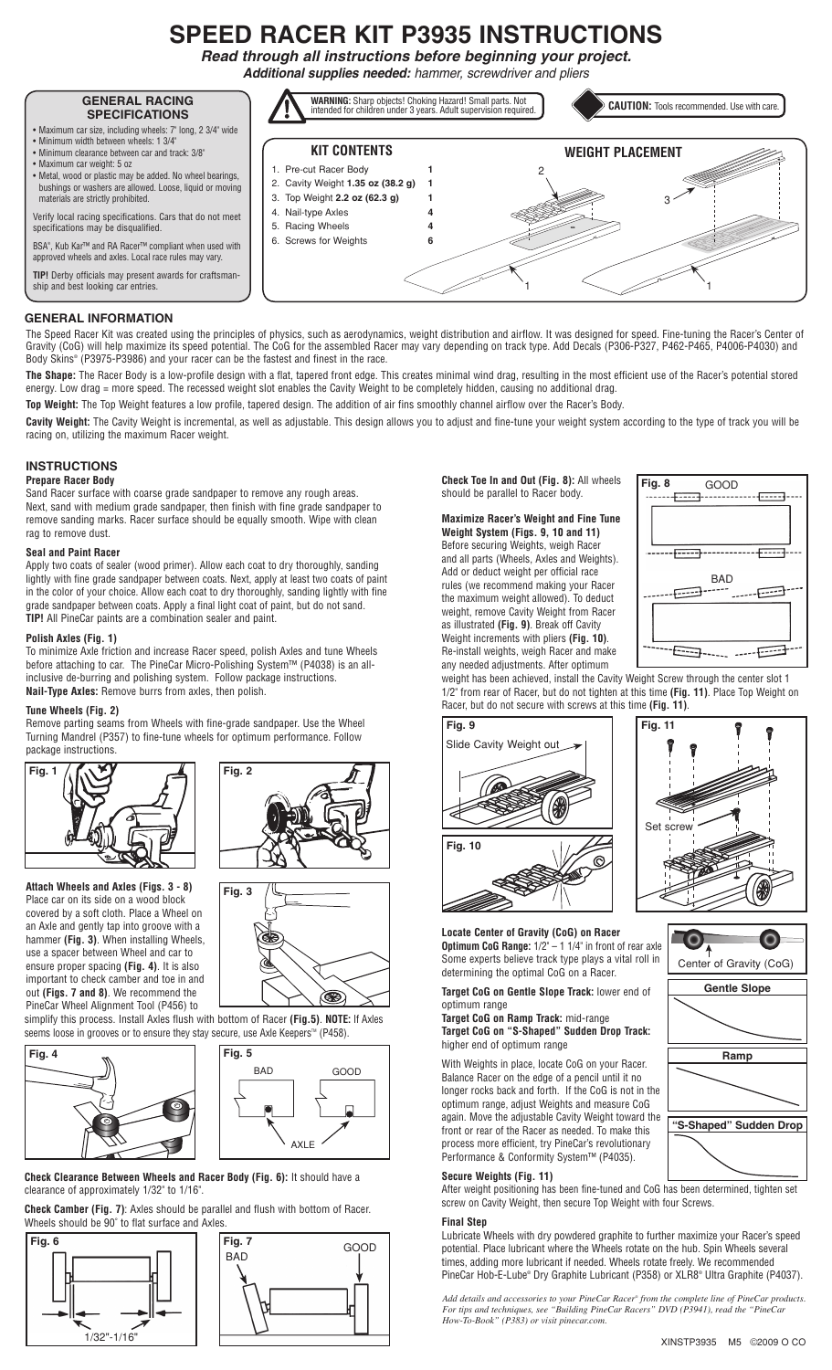# SPEED RACER KIT P3935 INSTRUCTIONS

***Read through all instructions before beginning your project.***

***Additional supplies needed:*** *hammer, screwdriver and pliers*

## GENERAL RACING SPECIFICATIONS

- Maximum car size, including wheels: 7" long, 2 3/4" wide
- Minimum width between wheels: 1 3/4"
- Minimum clearance between car and track: 3/8"
- Maximum car weight: 5 oz
- Metal, wood or plastic may be added. No wheel bearings, bushings or washers are allowed. Loose, liquid or moving materials are strictly prohibited.

Verify local racing specifications. Cars that do not meet specifications may be disqualified.

BSA®, Kub Kar™ and RA Racer™ compliant when used with approved wheels and axles. Local race rules may vary.

**TIP!** Derby officials may present awards for craftsmanship and best looking car entries.

**WARNING:** Sharp objects! Choking Hazard! Small parts. Not intended for children under 3 years. Adult supervision required.

**CAUTION:** Tools recommended. Use with care.

## KIT CONTENTS

| | | |
|---|---|---|
| 1. | Pre-cut Racer Body | 1 |
| 2. | Cavity Weight **1.35 oz (38.2 g)** | 1 |
| 3. | Top Weight **2.2 oz (62.3 g)** | 1 |
| 4. | Nail-type Axles | 4 |
| 5. | Racing Wheels | 4 |
| 6. | Screws for Weights | 6 |

## WEIGHT PLACEMENT

2
3
1
1

## GENERAL INFORMATION

The Speed Racer Kit was created using the principles of physics, such as aerodynamics, weight distribution and airflow. It was designed for speed. Fine-tuning the Racer's Center of Gravity (CoG) will help maximize its speed potential. The CoG for the assembled Racer may vary depending on track type. Add Decals (P306-P327, P462-P465, P4006-P4030) and Body Skins® (P3975-P3986) and your racer can be the fastest and finest in the race.

**The Shape:** The Racer Body is a low-profile design with a flat, tapered front edge. This creates minimal wind drag, resulting in the most efficient use of the Racer's potential stored energy. Low drag = more speed. The recessed weight slot enables the Cavity Weight to be completely hidden, causing no additional drag.

**Top Weight:** The Top Weight features a low profile, tapered design. The addition of air fins smoothly channel airflow over the Racer's Body.

**Cavity Weight:** The Cavity Weight is incremental, as well as adjustable. This design allows you to adjust and fine-tune your weight system according to the type of track you will be racing on, utilizing the maximum Racer weight.

## INSTRUCTIONS

### Prepare Racer Body

Sand Racer surface with coarse grade sandpaper to remove any rough areas. Next, sand with medium grade sandpaper, then finish with fine grade sandpaper to remove sanding marks. Racer surface should be equally smooth. Wipe with clean rag to remove dust.

### Seal and Paint Racer

Apply two coats of sealer (wood primer). Allow each coat to dry thoroughly, sanding lightly with fine grade sandpaper between coats. Next, apply at least two coats of paint in the color of your choice. Allow each coat to dry thoroughly, sanding lightly with fine grade sandpaper between coats. Apply a final light coat of paint, but do not sand.
**TIP!** All PineCar paints are a combination sealer and paint.

### Polish Axles (Fig. 1)

To minimize Axle friction and increase Racer speed, polish Axles and tune Wheels before attaching to car. The PineCar Micro-Polishing System™ (P4038) is an all-inclusive de-burring and polishing system. Follow package instructions.
**Nail-Type Axles:** Remove burrs from axles, then polish.

### Tune Wheels (Fig. 2)

Remove parting seams from Wheels with fine-grade sandpaper. Use the Wheel Turning Mandrel (P357) to fine-tune wheels for optimum performance. Follow package instructions.

Fig. 1

Fig. 2

### Attach Wheels and Axles (Figs. 3 - 8)

Place car on its side on a wood block covered by a soft cloth. Place a Wheel on an Axle and gently tap into groove with a hammer **(Fig. 3)**. When installing Wheels, use a spacer between Wheel and car to ensure proper spacing **(Fig. 4)**. It is also important to check camber and toe in and out **(Figs. 7 and 8)**. We recommend the PineCar Wheel Alignment Tool (P456) to simplify this process. Install Axles flush with bottom of Racer **(Fig.5)**. **NOTE:** If Axles seems loose in grooves or to ensure they stay secure, use Axle Keepers™ (P458).

Fig. 3

Fig. 4

Fig. 5
BAD
GOOD
AXLE

**Check Clearance Between Wheels and Racer Body (Fig. 6):** It should have a clearance of approximately 1/32" to 1/16".

**Check Camber (Fig. 7)**: Axles should be parallel and flush with bottom of Racer. Wheels should be 90˚ to flat surface and Axles.

Fig. 6
1/32"-1/16"

Fig. 7
BAD
GOOD

**Check Toe In and Out (Fig. 8):** All wheels should be parallel to Racer body.

Fig. 8
GOOD
BAD

**Maximize Racer's Weight and Fine Tune Weight System (Figs. 9, 10 and 11)**
Before securing Weights, weigh Racer and all parts (Wheels, Axles and Weights). Add or deduct weight per official race rules (we recommend making your Racer the maximum weight allowed). To deduct weight, remove Cavity Weight from Racer as illustrated **(Fig. 9)**. Break off Cavity Weight increments with pliers **(Fig. 10)**. Re-install weights, weigh Racer and make any needed adjustments. After optimum weight has been achieved, install the Cavity Weight Screw through the center slot 1 1/2" from rear of Racer, but do not tighten at this time **(Fig. 11)**. Place Top Weight on Racer, but do not secure with screws at this time **(Fig. 11)**.

Fig. 9
Slide Cavity Weight out

Fig. 10

Fig. 11
Set screw

**Locate Center of Gravity (CoG) on Racer**
**Optimum CoG Range:** 1/2" – 1 1/4" in front of rear axle
Some experts believe track type plays a vital roll in determining the optimal CoG on a Racer.

**Target CoG on Gentle Slope Track:** lower end of optimum range
**Target CoG on Ramp Track:** mid-range
**Target CoG on "S-Shaped" Sudden Drop Track:** higher end of optimum range

Center of Gravity (CoG)

Gentle Slope

Ramp

"S-Shaped" Sudden Drop

With Weights in place, locate CoG on your Racer. Balance Racer on the edge of a pencil until it no longer rocks back and forth. If the CoG is not in the optimum range, adjust Weights and measure CoG again. Move the adjustable Cavity Weight toward the front or rear of the Racer as needed. To make this process more efficient, try PineCar's revolutionary Performance & Conformity System™ (P4035).

### Secure Weights (Fig. 11)

After weight positioning has been fine-tuned and CoG has been determined, tighten set screw on Cavity Weight, then secure Top Weight with four Screws.

### Final Step

Lubricate Wheels with dry powdered graphite to further maximize your Racer's speed potential. Place lubricant where the Wheels rotate on the hub. Spin Wheels several times, adding more lubricant if needed. Wheels rotate freely. We recommended PineCar Hob-E-Lube® Dry Graphite Lubricant (P358) or XLR8® Ultra Graphite (P4037).

*Add details and accessories to your PineCar Racer® from the complete line of PineCar products. For tips and techniques, see "Building PineCar Racers" DVD (P3941), read the "PineCar How-To-Book" (P383) or visit pinecar.com.*

XINSTP3935 M5 ©2009 O CO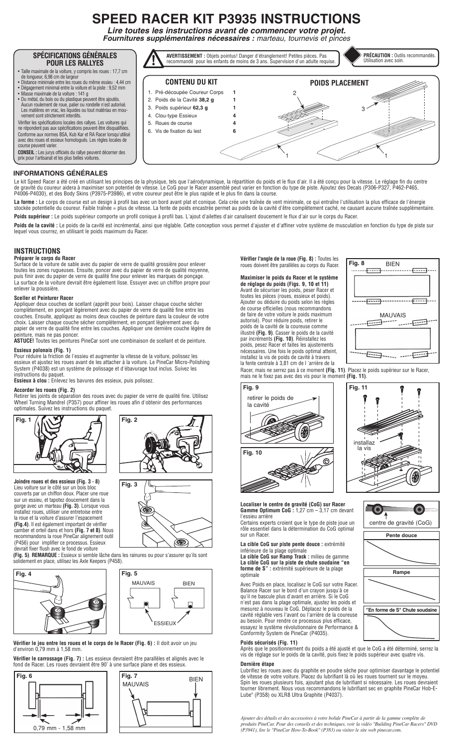# SPEED RACER KIT P3935 INSTRUCTIONS

***Lire toutes les instructions avant de commencer votre projet.***

***Fournitures supplémentaires nécessaires :** marteau, tournevis et pinces*

## SPÉCIFICATIONS GÉNÉRALES POUR LES RALLYES

- Taille maximale de la voiture, y compris les roues : 17,7 cm de longueur, 6,98 cm de largeur
- Distance minimale entre les roues du même essieu : 4,44 cm
- Dégagement minimal entre la voiture et la piste : 9,52 mm
- Masse maximale de la voiture : 141 g
- Du métal, du bois ou du plastique peuvent être ajoutés. Aucun roulement de roue, palier ou rondelle n'est autorisé. Les matières en vrac, les liquides ou tout matériau en mouvement sont strictement interdits.

Vérifier les spécifications locales des rallyes. Les voitures qui ne répondent pas aux spécifications peuvent être disqualifiées. Conforme aux normes BSA, Kub Kar et RA Racer lorsqu'utilisé avec des roues et essieux homologués. Les règles locales de course peuvent varier.

**CONSEIL :** Les jurys officiels du rallye peuvent décerner des prix pour l'artisanat et les plus belles voitures.

**AVERTISSEMENT :** Objets pointus! Danger d'étranglement! Petites pièces. Pas recommandé pour les enfants de moins de 3 ans. Supervision d'un adulte requise.

**PRÉCAUTION :** Outils recommandés. Utilisation avec soin.

## CONTENU DU KIT

| | | |
|---|---|---|
| 1. | Pré-découpée Coureur Corps | 1 |
| 2. | Poids de la Cavité **38,2 g** | 1 |
| 3. | Poids supérieur **62,3 g** | 1 |
| 4. | Clou-type Essieux | 4 |
| 5. | Roues de course | 4 |
| 6. | Vis de fixation du lest | 6 |

## POIDS PLACEMENT

2
3
1
1

## INFORMATIONS GÉNÉRALES

Le kit Speed Racer a été créé en utilisant les principes de la physique, tels que l'aérodynamique, la répartition du poids et le flux d'air. Il a été conçu pour la vitesse. Le réglage fin du centre de gravité du coureur aidera à maximiser son potentiel de vitesse. Le CoG pour le Racer assemblé peut varier en fonction du type de piste. Ajoutez des Decals (P306-P327, P462-P465, P4006-P4030), et des Body Skins (P3975-P3986), et votre coureur peut être le plus rapide et le plus fin dans la course.

**La forme :** Le corps de course est un design à profil bas avec un bord avant plat et conique. Cela crée une traînée de vent minimale, ce qui entraîne l'utilisation la plus efficace de l'énergie stockée potentielle du coureur. Faible traînée = plus de vitesse. La fente de poids encastrée permet au poids de la cavité d'être complètement caché, ne causant aucune traînée supplémentaire.

**Poids supérieur :** Le poids supérieur comporte un profil conique à profil bas. L'ajout d'ailettes d'air canalisent doucement le flux d'air sur le corps du Racer.

**Poids de la cavité :** Le poids de la cavité est incrémental, ainsi que réglable. Cette conception vous permet d'ajuster et d'affiner votre système de musculation en fonction du type de piste sur lequel vous courrez, en utilisant le poids maximum du Racer.

## INSTRUCTIONS

### Préparer le corps du Racer

Surface de la voiture de sable avec du papier de verre de qualité grossière pour enlever toutes les zones rugueuses. Ensuite, poncer avec du papier de verre de qualité moyenne, puis finir avec du papier de verre de qualité fine pour enlever les marques de ponçage. La surface de la voiture devrait être également lisse. Essuyer avec un chiffon propre pour enlever la poussière.

### Sceller et Peinturer Racer

Appliquer deux couches de scellant (apprêt pour bois). Laisser chaque couche sécher complètement, en ponçant légèrement avec du papier de verre de qualité fine entre les couches. Ensuite, appliquez au moins deux couches de peinture dans la couleur de votre choix. Laisser chaque couche sécher complètement, en ponçant légèrement avec du papier de verre de qualité fine entre les couches. Appliquer une dernière couche légère de peinture, mais ne pas poncer.

**ASTUCE!** Toutes les peintures PineCar sont une combinaison de scellant et de peinture.

### Essieux polonais (Fig. 1)

Pour réduire la friction de l'essieu et augmenter la vitesse de la voiture, polissez les essieux et ajustez les roues avant de les attacher à la voiture. Le PineCar Micro-Polishing System (P4038) est un système de polissage et d'ébavurage tout inclus. Suivez les instructions du paquet.

**Essieux à clou :** Enlevez les bavures des essieux, puis polissez.

### Accorder les roues (Fig. 2)

Retirer les joints de séparation des roues avec du papier de verre de qualité fine. Utilisez Wheel Turning Mandrel (P357) pour affiner les roues afin d'obtenir des performances optimales. Suivez les instructions du paquet.

Fig. 1

Fig. 2

### Joindre roues et des essieux (Fig. 3 - 8)

Lieu voiture sur le côté sur un bois bloc couverts par un chiffon doux. Placer une roue sur un essieu, et tapotez doucement dans la gorge avec un marteau **(Fig. 3)**. Lorsque vous installez roues, utiliser une entretoise entre la roue et la voiture d'assurer l'espacement **(Fig.4)**. Il est également important de vérifier camber et orteil dans et hors **(Fig. 7 et 8)**. Nous recommandons la roue PineCar alignement outil (P456) pour implifier ce processus. Essieux devrait fixer flush avec le fond de voiture **(Fig. 5)**. **REMARQUE :** Essieux si semble lâche dans les rainures ou pour s'assurer qu'ils sont solidement en place, utilisez les Axle Keepers (P458).

Fig. 3

Fig. 4

Fig. 5
MAUVAIS
BIEN
ESSIEUX

**Vérifier le jeu entre les roues et le corps de le Racer (Fig. 6) :** Il doit avoir un jeu d'environ 0,79 mm à 1,58 mm.

**Vérifier le carrossage (Fig. 7) :** Les essieux devraient être parallèles et alignés avec le fond de Racer. Les roues devraient être 90˚ à une surface plane et des essieux.

Fig. 6
0,79 mm - 1,58 mm

Fig. 7
MAUVAIS
BIEN

**Vérifier l'angle de la roue (Fig. 8) :** Toutes les roues doivent être parallèles au corps du Racer.

Fig. 8
BIEN
MAUVAIS

**Maximiser le poids du Racer et le système de réglage du poids (Figs. 9, 10 et 11)**

Avant de sécuriser les poids, peser Racer et toutes les pièces (roues, essieux et poids). Ajouter ou déduire du poids selon les règles de course officielles (nous recommandons de faire de votre voiture le poids maximum autorisé). Pour réduire poids, retirer le poids de la cavité de la coureuse comme illustré **(Fig. 9)**. Casser le poids de la cavité par incréments **(Fig. 10)**. Réinstallez les poids, pesez Racer et faites les ajustements nécessaires. Une fois le poids optimal atteint, installez la vis de poids de cavité à travers la fente centrale à 3,81 cm de l'arrière de la Racer, mais ne serrez pas à ce moment **(Fig. 11)**. Placez le poids supérieur sur le Racer, mais ne le fixez pas avec des vis pour le moment **(Fig. 11)**.

Fig. 9
retirer le poids de la cavité

Fig. 10

Fig. 11
installaz la vis

**Localiser le centre de gravité (CoG) sur Racer**

**Gamme Optimum CoG :** 1,27 cm – 3,17 cm devant l'essieu arrière

Certains experts croient que le type de piste joue un rôle essentiel dans la détermination du CoG optimal sur un Racer.

**La cible CoG sur piste pente douce :** extrémité inférieure de la plage optimale

**La cible CoG sur Ramp Track :** milieu de gamme

**La cible CoG sur la piste de chute soudaine "en forme de S" :** extrémité supérieure de la plage optimale

Avec Poids en place, localisez le CoG sur votre Racer. Balance Racer sur le bord d'un crayon jusqu'à ce qu'il ne bascule plus d'avant en arrière. Si le CoG n'est pas dans la plage optimale, ajustez les poids et mesurez à nouveau le CoG. Déplacez le poids de la cavité réglable vers l'avant ou l'arrière de la coureuse au besoin. Pour rendre ce processus plus efficace, essayez le système révolutionnaire de Performance & Conformity System de PineCar (P4035).

centre de gravité (CoG)

Pente douce

Rampe

"En forme de S" Chute soudaine

### Poids sécurisés (Fig. 11)

Après que le positionnement du poids a été ajusté et que le CoG a été déterminé, serrez la vis de réglage sur le poids de la cavité, puis fixez le poids supérieur avec quatre vis.

### Dernière étape

Lubrifiez les roues avec du graphite en poudre sèche pour optimiser davantage le potentiel de vitesse de votre voiture. Placez du lubrifiant là où les roues tournent sur le moyeu. Spin les roues plusieurs fois, ajoutant plus de lubrifiant si nécessaire. Les roues devraient tourner librement. Nous vous recommandons le lubrifiant sec en graphite PineCar Hob-E-Lube® (P358) ou XLR8 Ultra Graphite (P4037).

*Ajouter des détails et des accessoires à votre bolide PineCar à partir de la gamme complète de produits PineCar. Pour des conseils et des techniques, voir la vidéo "Building PineCar Racers" DVD (P3941), lire le "PineCar How-To-Book" (P383) ou visiter le site web pinecar.com.*